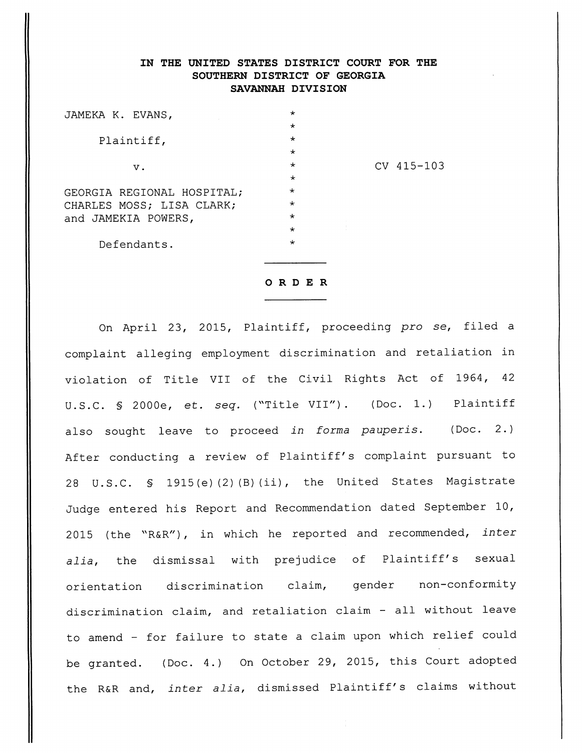IN THE UNITED STATES DISTRICT COURT FOR THE
SOUTHERN DISTRICT OF GEORGIA
SAVANNAH DIVISION

| | | |
|---|---|---|
| JAMEKA K. EVANS, | * | |
| | * | |
| Plaintiff, | * | |
| | * | |
| v. | * | CV 415-103 |
| | * | |
| GEORGIA REGIONAL HOSPITAL; CHARLES MOSS; LISA CLARK; and JAMEKIA POWERS, | * | |
| | * | |
| Defendants. | * | |

**O R D E R**

On April 23, 2015, Plaintiff, proceeding *pro se*, filed a complaint alleging employment discrimination and retaliation in violation of Title VII of the Civil Rights Act of 1964, 42 U.S.C. § 2000e, *et. seq.* ("Title VII"). (Doc. 1.) Plaintiff also sought leave to proceed *in forma pauperis*. (Doc. 2.) After conducting a review of Plaintiff's complaint pursuant to 28 U.S.C. § 1915(e)(2)(B)(ii), the United States Magistrate Judge entered his Report and Recommendation dated September 10, 2015 (the "R&R"), in which he reported and recommended, *inter alia*, the dismissal with prejudice of Plaintiff's sexual orientation discrimination claim, gender non-conformity discrimination claim, and retaliation claim - all without leave to amend - for failure to state a claim upon which relief could be granted. (Doc. 4.) On October 29, 2015, this Court adopted the R&R and, *inter alia*, dismissed Plaintiff's claims without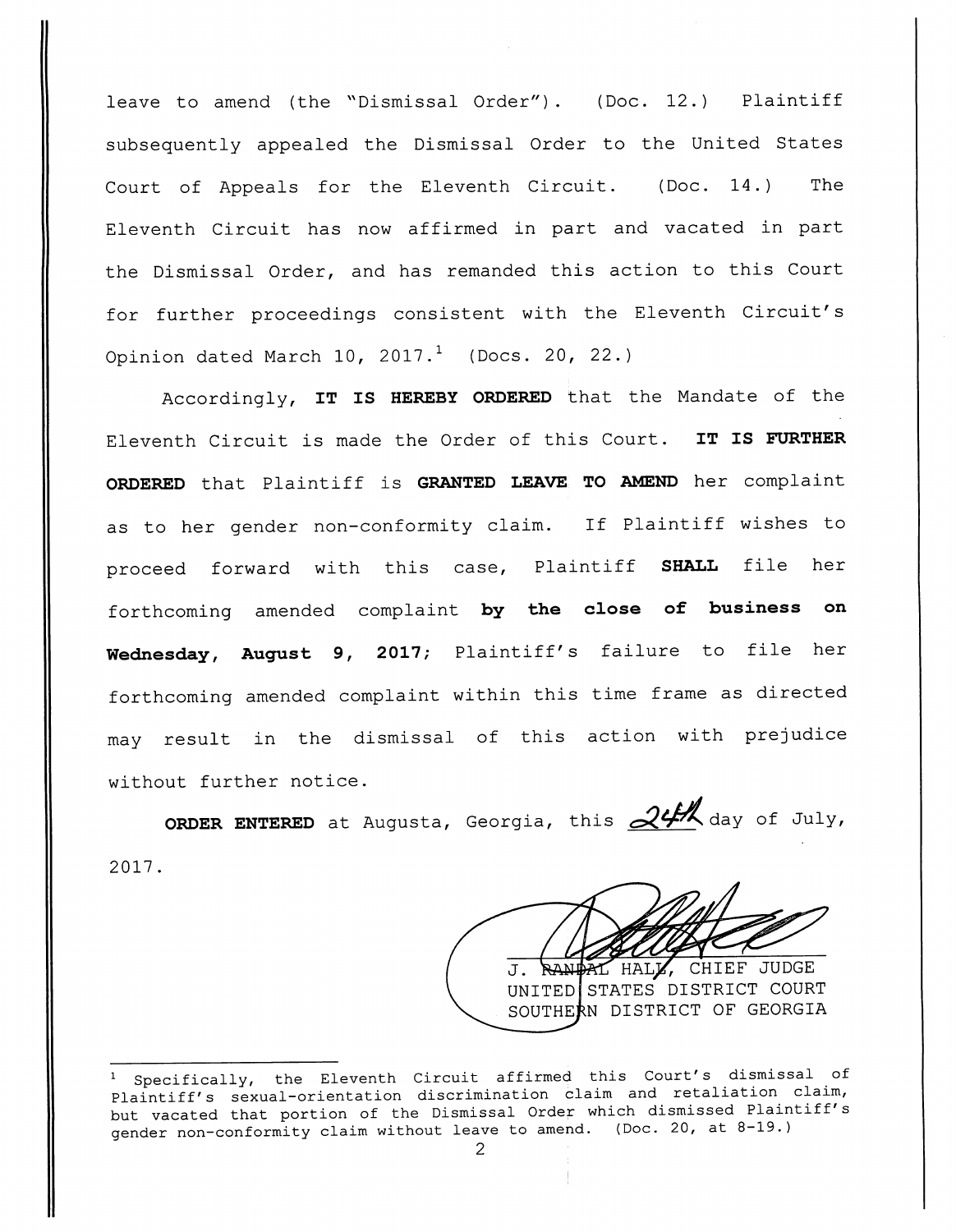leave to amend (the "Dismissal Order"). (Doc. 12.) Plaintiff subsequently appealed the Dismissal Order to the United States Court of Appeals for the Eleventh Circuit. (Doc. 14.) The Eleventh Circuit has now affirmed in part and vacated in part the Dismissal Order, and has remanded this action to this Court for further proceedings consistent with the Eleventh Circuit's Opinion dated March 10, 2017.[1] (Docs. 20, 22.)

Accordingly, **IT IS HEREBY ORDERED** that the Mandate of the Eleventh Circuit is made the Order of this Court. **IT IS FURTHER ORDERED** that Plaintiff is **GRANTED LEAVE TO AMEND** her complaint as to her gender non-conformity claim. If Plaintiff wishes to proceed forward with this case, Plaintiff **SHALL** file her forthcoming amended complaint **by the close of business on Wednesday, August 9, 2017**; Plaintiff's failure to file her forthcoming amended complaint within this time frame as directed may result in the dismissal of this action with prejudice without further notice.

**ORDER ENTERED** at Augusta, Georgia, this 24th day of July, 2017.

J. RANDAL HALL, CHIEF JUDGE
UNITED STATES DISTRICT COURT
SOUTHERN DISTRICT OF GEORGIA

---

[1] Specifically, the Eleventh Circuit affirmed this Court's dismissal of Plaintiff's sexual-orientation discrimination claim and retaliation claim, but vacated that portion of the Dismissal Order which dismissed Plaintiff's gender non-conformity claim without leave to amend. (Doc. 20, at 8-19.)